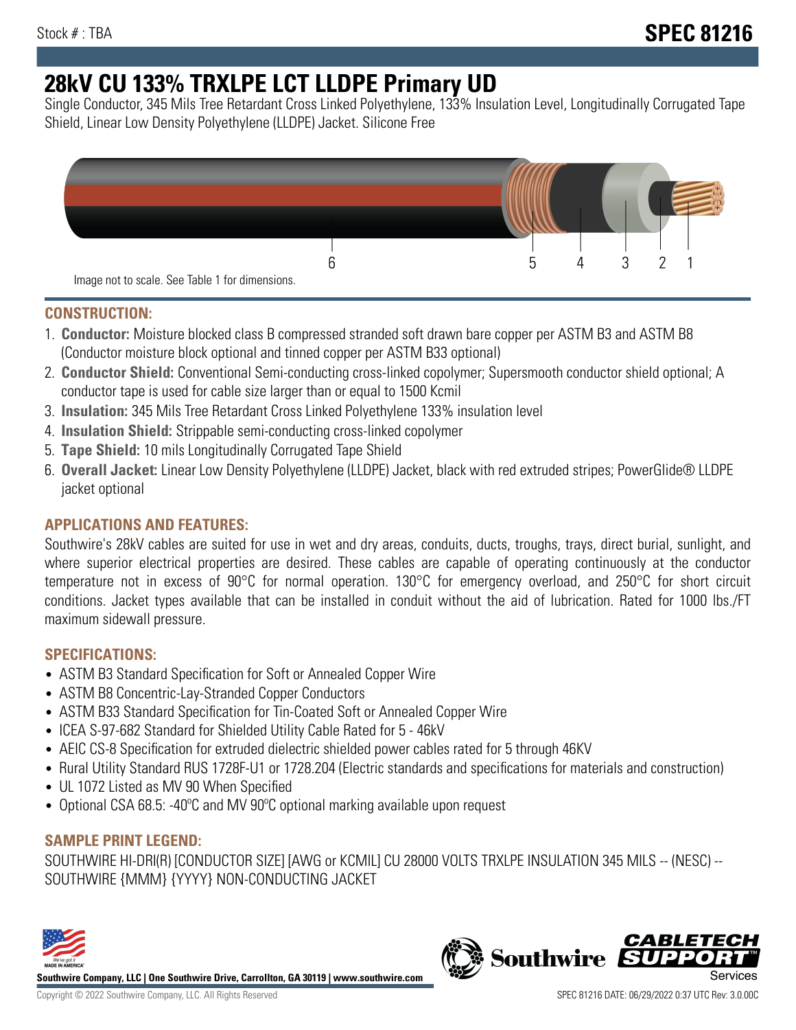Stock # : TBA

# SPEC 81216

# 28kV CU 133% TRXLPE LCT LLDPE Primary UD

Single Conductor, 345 Mils Tree Retardant Cross Linked Polyethylene, 133% Insulation Level, Longitudinally Corrugated Tape Shield, Linear Low Density Polyethylene (LLDPE) Jacket. Silicone Free

Image not to scale. See Table 1 for dimensions.

## CONSTRUCTION:

1. **Conductor:** Moisture blocked class B compressed stranded soft drawn bare copper per ASTM B3 and ASTM B8 (Conductor moisture block optional and tinned copper per ASTM B33 optional)
2. **Conductor Shield:** Conventional Semi-conducting cross-linked copolymer; Supersmooth conductor shield optional; A conductor tape is used for cable size larger than or equal to 1500 Kcmil
3. **Insulation:** 345 Mils Tree Retardant Cross Linked Polyethylene 133% insulation level
4. **Insulation Shield:** Strippable semi-conducting cross-linked copolymer
5. **Tape Shield:** 10 mils Longitudinally Corrugated Tape Shield
6. **Overall Jacket:** Linear Low Density Polyethylene (LLDPE) Jacket, black with red extruded stripes; PowerGlide® LLDPE jacket optional

## APPLICATIONS AND FEATURES:

Southwire's 28kV cables are suited for use in wet and dry areas, conduits, ducts, troughs, trays, direct burial, sunlight, and where superior electrical properties are desired. These cables are capable of operating continuously at the conductor temperature not in excess of 90°C for normal operation. 130°C for emergency overload, and 250°C for short circuit conditions. Jacket types available that can be installed in conduit without the aid of lubrication. Rated for 1000 lbs./FT maximum sidewall pressure.

## SPECIFICATIONS:

- ASTM B3 Standard Specification for Soft or Annealed Copper Wire
- ASTM B8 Concentric-Lay-Stranded Copper Conductors
- ASTM B33 Standard Specification for Tin-Coated Soft or Annealed Copper Wire
- ICEA S-97-682 Standard for Shielded Utility Cable Rated for 5 - 46kV
- AEIC CS-8 Specification for extruded dielectric shielded power cables rated for 5 through 46KV
- Rural Utility Standard RUS 1728F-U1 or 1728.204 (Electric standards and specifications for materials and construction)
- UL 1072 Listed as MV 90 When Specified
- Optional CSA 68.5: -40ºC and MV 90ºC optional marking available upon request

## SAMPLE PRINT LEGEND:

SOUTHWIRE HI-DRI(R) [CONDUCTOR SIZE] [AWG or KCMIL] CU 28000 VOLTS TRXLPE INSULATION 345 MILS -- (NESC) -- SOUTHWIRE {MMM} {YYYY} NON-CONDUCTING JACKET

**Southwire Company, LLC | One Southwire Drive, Carrollton, GA 30119 | www.southwire.com**

Copyright © 2022 Southwire Company, LLC. All Rights Reserved

SPEC 81216 DATE: 06/29/2022 0:37 UTC Rev: 3.0.00C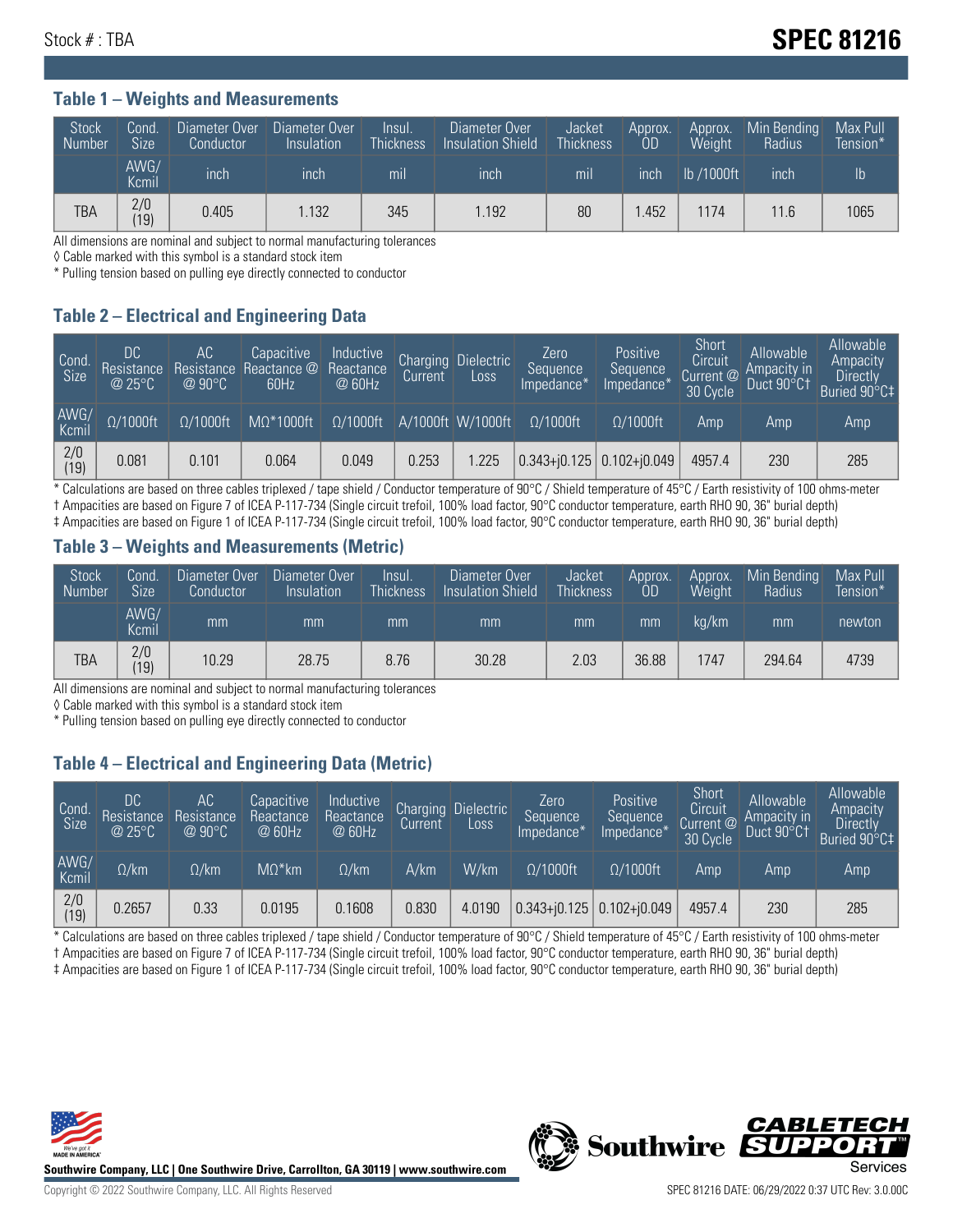Stock # : TBA

# SPEC 81216

## Table 1 – Weights and Measurements

| Stock Number | Cond. Size | Diameter Over Conductor | Diameter Over Insulation | Insul. Thickness | Diameter Over Insulation Shield | Jacket Thickness | Approx. OD | Approx. Weight | Min Bending Radius | Max Pull Tension* |
|---|---|---|---|---|---|---|---|---|---|---|
| | AWG/ Kcmil | inch | inch | mil | inch | mil | inch | lb /1000ft | inch | lb |
| TBA | 2/0 (19) | 0.405 | 1.132 | 345 | 1.192 | 80 | 1.452 | 1174 | 11.6 | 1065 |

All dimensions are nominal and subject to normal manufacturing tolerances
◊ Cable marked with this symbol is a standard stock item
* Pulling tension based on pulling eye directly connected to conductor

## Table 2 – Electrical and Engineering Data

| Cond. Size | DC Resistance @ 25°C | AC Resistance @ 90°C | Capacitive Reactance @ 60Hz | Inductive Reactance @ 60Hz | Charging Current | Dielectric Loss | Zero Sequence Impedance* | Positive Sequence Impedance* | Short Circuit Current @ 30 Cycle | Allowable Ampacity in Duct 90°C† | Allowable Ampacity Directly Buried 90°C‡ |
|---|---|---|---|---|---|---|---|---|---|---|---|
| AWG/ Kcmil | Ω/1000ft | Ω/1000ft | MΩ*1000ft | Ω/1000ft | A/1000ft | W/1000ft | Ω/1000ft | Ω/1000ft | Amp | Amp | Amp |
| 2/0 (19) | 0.081 | 0.101 | 0.064 | 0.049 | 0.253 | 1.225 | 0.343+j0.125 | 0.102+j0.049 | 4957.4 | 230 | 285 |

* Calculations are based on three cables triplexed / tape shield / Conductor temperature of 90°C / Shield temperature of 45°C / Earth resistivity of 100 ohms-meter
† Ampacities are based on Figure 7 of ICEA P-117-734 (Single circuit trefoil, 100% load factor, 90°C conductor temperature, earth RHO 90, 36" burial depth)
‡ Ampacities are based on Figure 1 of ICEA P-117-734 (Single circuit trefoil, 100% load factor, 90°C conductor temperature, earth RHO 90, 36" burial depth)

## Table 3 – Weights and Measurements (Metric)

| Stock Number | Cond. Size | Diameter Over Conductor | Diameter Over Insulation | Insul. Thickness | Diameter Over Insulation Shield | Jacket Thickness | Approx. OD | Approx. Weight | Min Bending Radius | Max Pull Tension* |
|---|---|---|---|---|---|---|---|---|---|---|
| | AWG/ Kcmil | mm | mm | mm | mm | mm | mm | kg/km | mm | newton |
| TBA | 2/0 (19) | 10.29 | 28.75 | 8.76 | 30.28 | 2.03 | 36.88 | 1747 | 294.64 | 4739 |

All dimensions are nominal and subject to normal manufacturing tolerances
◊ Cable marked with this symbol is a standard stock item
* Pulling tension based on pulling eye directly connected to conductor

## Table 4 – Electrical and Engineering Data (Metric)

| Cond. Size | DC Resistance @ 25°C | AC Resistance @ 90°C | Capacitive Reactance @ 60Hz | Inductive Reactance @ 60Hz | Charging Current | Dielectric Loss | Zero Sequence Impedance* | Positive Sequence Impedance* | Short Circuit Current @ 30 Cycle | Allowable Ampacity in Duct 90°C† | Allowable Ampacity Directly Buried 90°C‡ |
|---|---|---|---|---|---|---|---|---|---|---|---|
| AWG/ Kcmil | Ω/km | Ω/km | MΩ*km | Ω/km | A/km | W/km | Ω/1000ft | Ω/1000ft | Amp | Amp | Amp |
| 2/0 (19) | 0.2657 | 0.33 | 0.0195 | 0.1608 | 0.830 | 4.0190 | 0.343+j0.125 | 0.102+j0.049 | 4957.4 | 230 | 285 |

* Calculations are based on three cables triplexed / tape shield / Conductor temperature of 90°C / Shield temperature of 45°C / Earth resistivity of 100 ohms-meter
† Ampacities are based on Figure 7 of ICEA P-117-734 (Single circuit trefoil, 100% load factor, 90°C conductor temperature, earth RHO 90, 36" burial depth)
‡ Ampacities are based on Figure 1 of ICEA P-117-734 (Single circuit trefoil, 100% load factor, 90°C conductor temperature, earth RHO 90, 36" burial depth)

Southwire Company, LLC | One Southwire Drive, Carrollton, GA 30119 | www.southwire.com

Copyright © 2022 Southwire Company, LLC. All Rights Reserved

SPEC 81216 DATE: 06/29/2022 0:37 UTC Rev: 3.0.00C